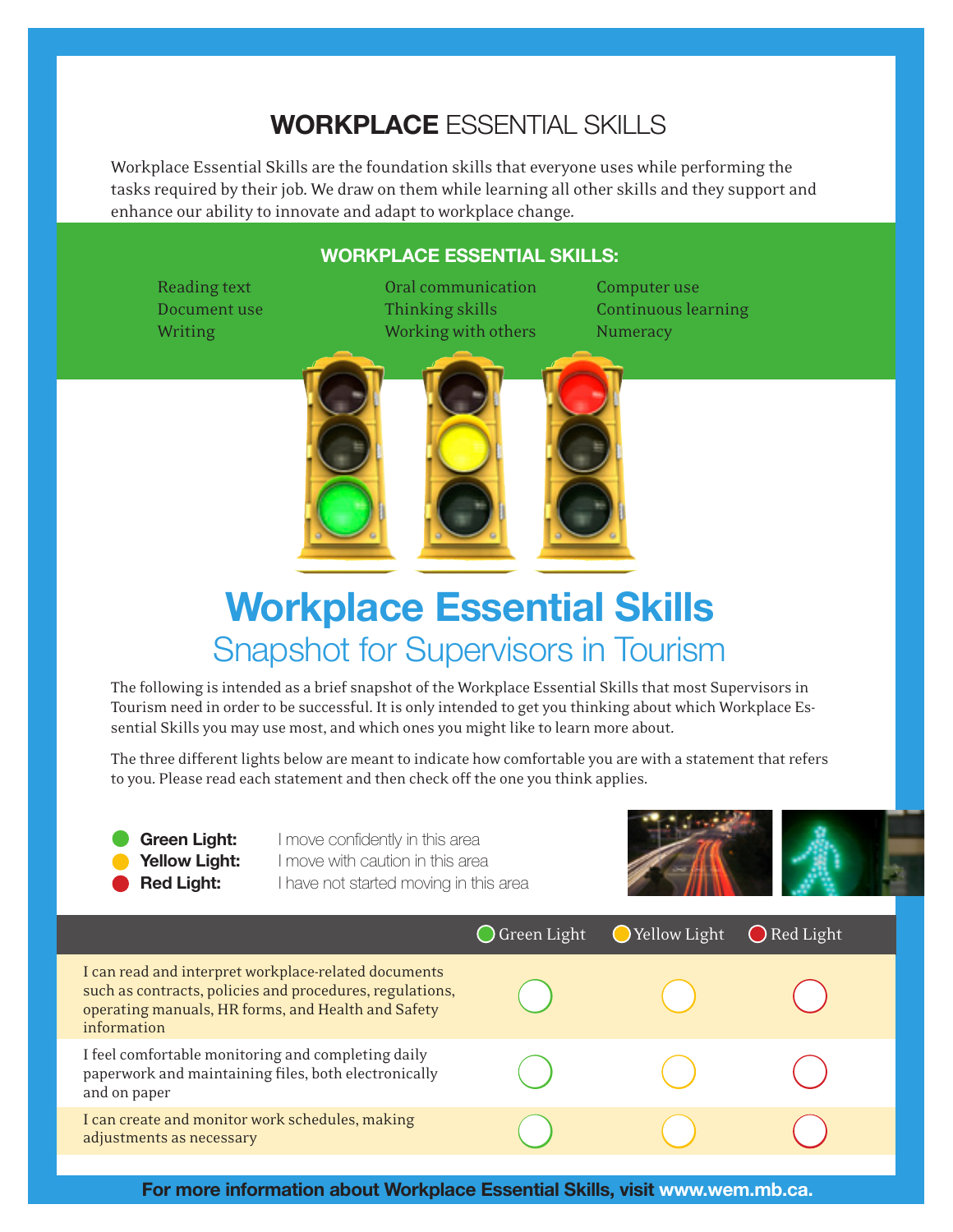# **WORKPLACE** ESSENTIAL SKILLS

Workplace Essential Skills are the foundation skills that everyone uses while performing the tasks required by their job. We draw on them while learning all other skills and they support and enhance our ability to innovate and adapt to workplace change.

## WORKPLACE ESSENTIAL SKILLS:

- Reading text
- Document use
- Writing
- Oral communication
- Thinking skills
- Working with others
- Computer use
- Continuous learning
- Numeracy

# Workplace Essential Skills

## Snapshot for Supervisors in Tourism

The following is intended as a brief snapshot of the Workplace Essential Skills that most Supervisors in Tourism need in order to be successful. It is only intended to get you thinking about which Workplace Essential Skills you may use most, and which ones you might like to learn more about.

The three different lights below are meant to indicate how comfortable you are with a statement that refers to you. Please read each statement and then check off the one you think applies.

- **Green Light:** I move confidently in this area
- **Yellow Light:** I move with caution in this area
- **Red Light:** I have not started moving in this area

| | Green Light | Yellow Light | Red Light |
|---|---|---|---|
| I can read and interpret workplace-related documents such as contracts, policies and procedures, regulations, operating manuals, HR forms, and Health and Safety information | ○ | ○ | ○ |
| I feel comfortable monitoring and completing daily paperwork and maintaining files, both electronically and on paper | ○ | ○ | ○ |
| I can create and monitor work schedules, making adjustments as necessary | ○ | ○ | ○ |

**For more information about Workplace Essential Skills, visit www.wem.mb.ca.**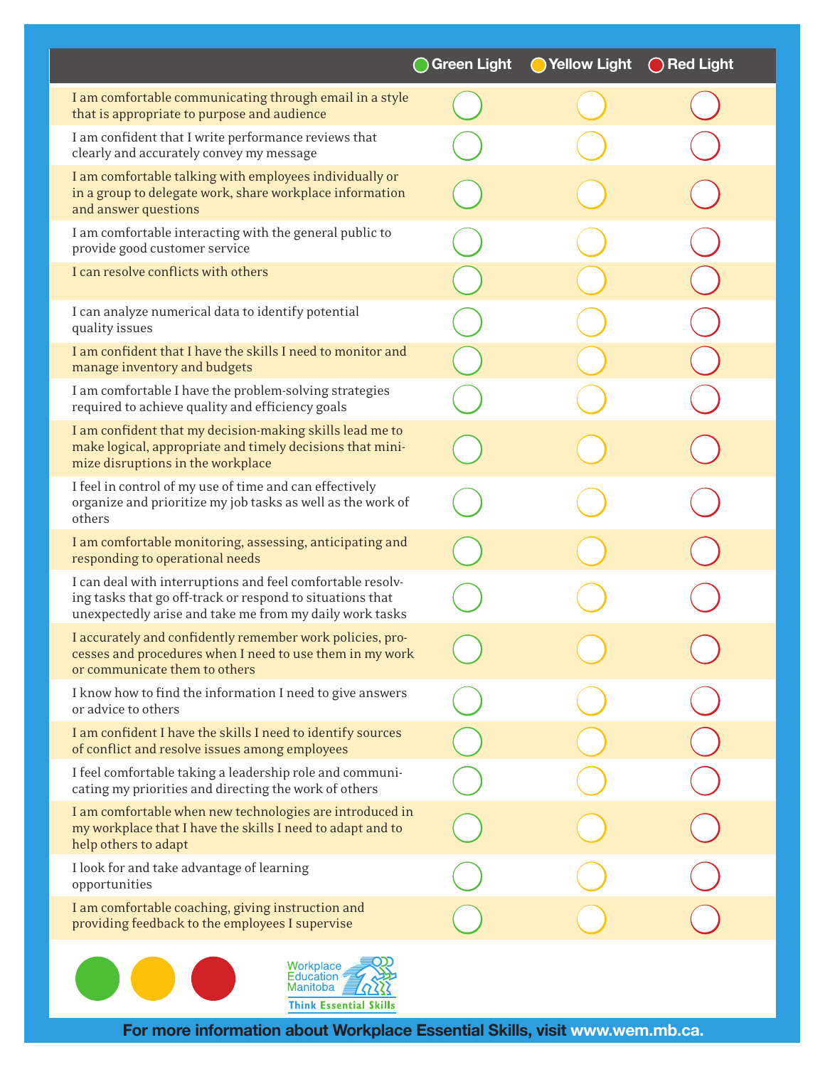| | Green Light | Yellow Light | Red Light |
|---|---|---|---|
| I am comfortable communicating through email in a style that is appropriate to purpose and audience | | | |
| I am confident that I write performance reviews that clearly and accurately convey my message | | | |
| I am comfortable talking with employees individually or in a group to delegate work, share workplace information and answer questions | | | |
| I am comfortable interacting with the general public to provide good customer service | | | |
| I can resolve conflicts with others | | | |
| I can analyze numerical data to identify potential quality issues | | | |
| I am confident that I have the skills I need to monitor and manage inventory and budgets | | | |
| I am comfortable I have the problem-solving strategies required to achieve quality and efficiency goals | | | |
| I am confident that my decision-making skills lead me to make logical, appropriate and timely decisions that minimize disruptions in the workplace | | | |
| I feel in control of my use of time and can effectively organize and prioritize my job tasks as well as the work of others | | | |
| I am comfortable monitoring, assessing, anticipating and responding to operational needs | | | |
| I can deal with interruptions and feel comfortable resolving tasks that go off-track or respond to situations that unexpectedly arise and take me from my daily work tasks | | | |
| I accurately and confidently remember work policies, processes and procedures when I need to use them in my work or communicate them to others | | | |
| I know how to find the information I need to give answers or advice to others | | | |
| I am confident I have the skills I need to identify sources of conflict and resolve issues among employees | | | |
| I feel comfortable taking a leadership role and communicating my priorities and directing the work of others | | | |
| I am comfortable when new technologies are introduced in my workplace that I have the skills I need to adapt and to help others to adapt | | | |
| I look for and take advantage of learning opportunities | | | |
| I am comfortable coaching, giving instruction and providing feedback to the employees I supervise | | | |

Workplace Education Manitoba

Think Essential Skills

For more information about Workplace Essential Skills, visit www.wem.mb.ca.